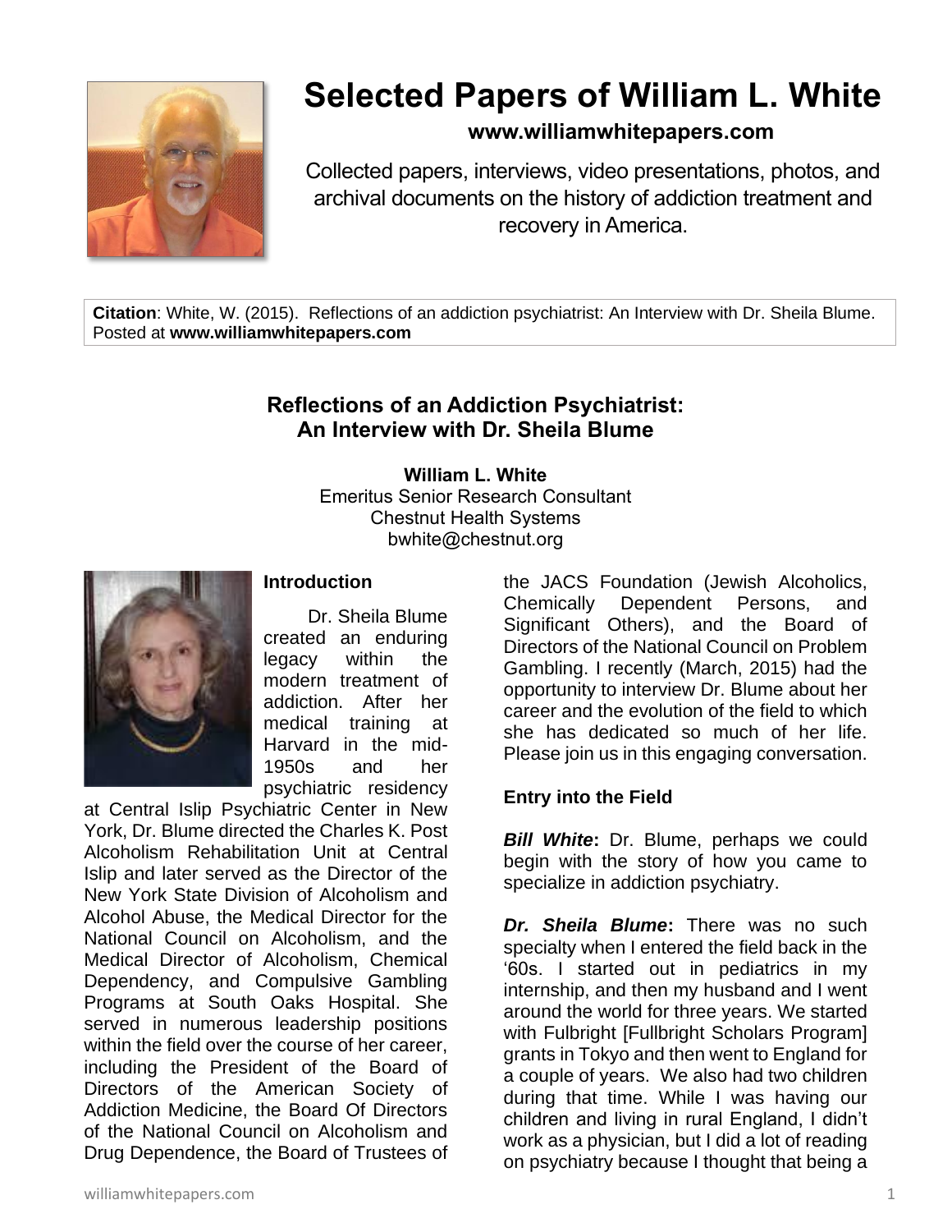# Selected Papers of William L. White

**www.williamwhitepapers.com**

Collected papers, interviews, video presentations, photos, and archival documents on the history of addiction treatment and recovery in America.

**Citation**: White, W. (2015). Reflections of an addiction psychiatrist: An Interview with Dr. Sheila Blume. Posted at **www.williamwhitepapers.com**

## Reflections of an Addiction Psychiatrist: An Interview with Dr. Sheila Blume

**William L. White**
Emeritus Senior Research Consultant
Chestnut Health Systems
bwhite@chestnut.org

### Introduction

Dr. Sheila Blume created an enduring legacy within the modern treatment of addiction. After her medical training at Harvard in the mid-1950s and her psychiatric residency at Central Islip Psychiatric Center in New York, Dr. Blume directed the Charles K. Post Alcoholism Rehabilitation Unit at Central Islip and later served as the Director of the New York State Division of Alcoholism and Alcohol Abuse, the Medical Director for the National Council on Alcoholism, and the Medical Director of Alcoholism, Chemical Dependency, and Compulsive Gambling Programs at South Oaks Hospital. She served in numerous leadership positions within the field over the course of her career, including the President of the Board of Directors of the American Society of Addiction Medicine, the Board Of Directors of the National Council on Alcoholism and Drug Dependence, the Board of Trustees of the JACS Foundation (Jewish Alcoholics, Chemically Dependent Persons, and Significant Others), and the Board of Directors of the National Council on Problem Gambling. I recently (March, 2015) had the opportunity to interview Dr. Blume about her career and the evolution of the field to which she has dedicated so much of her life. Please join us in this engaging conversation.

### Entry into the Field

***Bill White*:** Dr. Blume, perhaps we could begin with the story of how you came to specialize in addiction psychiatry.

***Dr. Sheila Blume*:** There was no such specialty when I entered the field back in the '60s. I started out in pediatrics in my internship, and then my husband and I went around the world for three years. We started with Fulbright [Fullbright Scholars Program] grants in Tokyo and then went to England for a couple of years. We also had two children during that time. While I was having our children and living in rural England, I didn't work as a physician, but I did a lot of reading on psychiatry because I thought that being a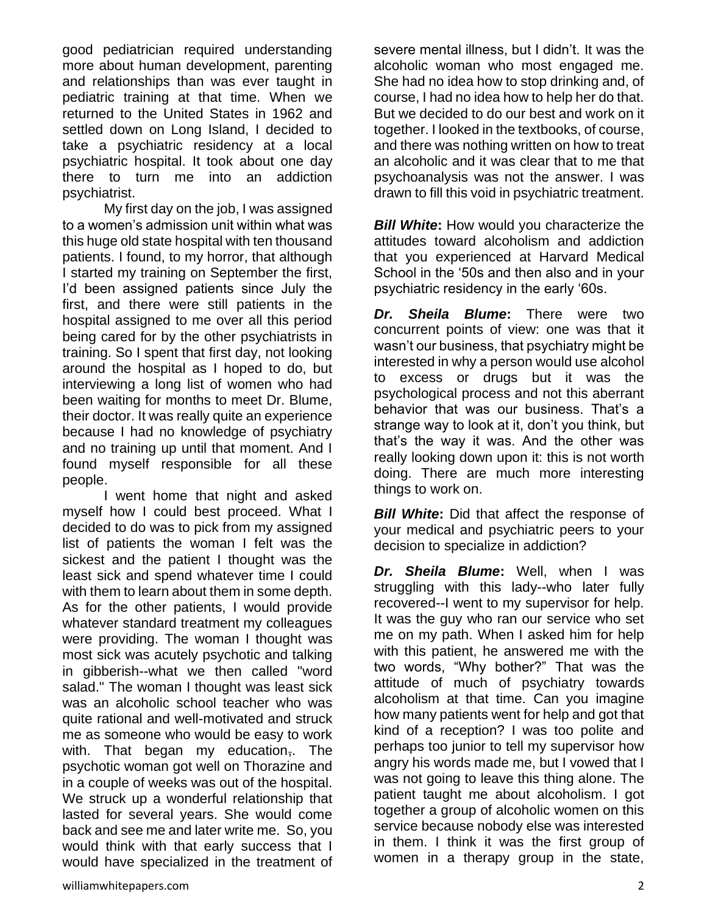good pediatrician required understanding more about human development, parenting and relationships than was ever taught in pediatric training at that time. When we returned to the United States in 1962 and settled down on Long Island, I decided to take a psychiatric residency at a local psychiatric hospital. It took about one day there to turn me into an addiction psychiatrist.

My first day on the job, I was assigned to a women's admission unit within what was this huge old state hospital with ten thousand patients. I found, to my horror, that although I started my training on September the first, I'd been assigned patients since July the first, and there were still patients in the hospital assigned to me over all this period being cared for by the other psychiatrists in training. So I spent that first day, not looking around the hospital as I hoped to do, but interviewing a long list of women who had been waiting for months to meet Dr. Blume, their doctor. It was really quite an experience because I had no knowledge of psychiatry and no training up until that moment. And I found myself responsible for all these people.

I went home that night and asked myself how I could best proceed. What I decided to do was to pick from my assigned list of patients the woman I felt was the sickest and the patient I thought was the least sick and spend whatever time I could with them to learn about them in some depth. As for the other patients, I would provide whatever standard treatment my colleagues were providing. The woman I thought was most sick was acutely psychotic and talking in gibberish--what we then called "word salad." The woman I thought was least sick was an alcoholic school teacher who was quite rational and well-motivated and struck me as someone who would be easy to work with. That began my education,. The psychotic woman got well on Thorazine and in a couple of weeks was out of the hospital. We struck up a wonderful relationship that lasted for several years. She would come back and see me and later write me. So, you would think with that early success that I would have specialized in the treatment of severe mental illness, but I didn't. It was the alcoholic woman who most engaged me. She had no idea how to stop drinking and, of course, I had no idea how to help her do that. But we decided to do our best and work on it together. I looked in the textbooks, of course, and there was nothing written on how to treat an alcoholic and it was clear that to me that psychoanalysis was not the answer. I was drawn to fill this void in psychiatric treatment.

***Bill White*:** How would you characterize the attitudes toward alcoholism and addiction that you experienced at Harvard Medical School in the '50s and then also and in your psychiatric residency in the early '60s.

***Dr. Sheila Blume*:** There were two concurrent points of view: one was that it wasn't our business, that psychiatry might be interested in why a person would use alcohol to excess or drugs but it was the psychological process and not this aberrant behavior that was our business. That's a strange way to look at it, don't you think, but that's the way it was. And the other was really looking down upon it: this is not worth doing. There are much more interesting things to work on.

***Bill White*:** Did that affect the response of your medical and psychiatric peers to your decision to specialize in addiction?

***Dr. Sheila Blume*:** Well, when I was struggling with this lady--who later fully recovered--I went to my supervisor for help. It was the guy who ran our service who set me on my path. When I asked him for help with this patient, he answered me with the two words, "Why bother?" That was the attitude of much of psychiatry towards alcoholism at that time. Can you imagine how many patients went for help and got that kind of a reception? I was too polite and perhaps too junior to tell my supervisor how angry his words made me, but I vowed that I was not going to leave this thing alone. The patient taught me about alcoholism. I got together a group of alcoholic women on this service because nobody else was interested in them. I think it was the first group of women in a therapy group in the state,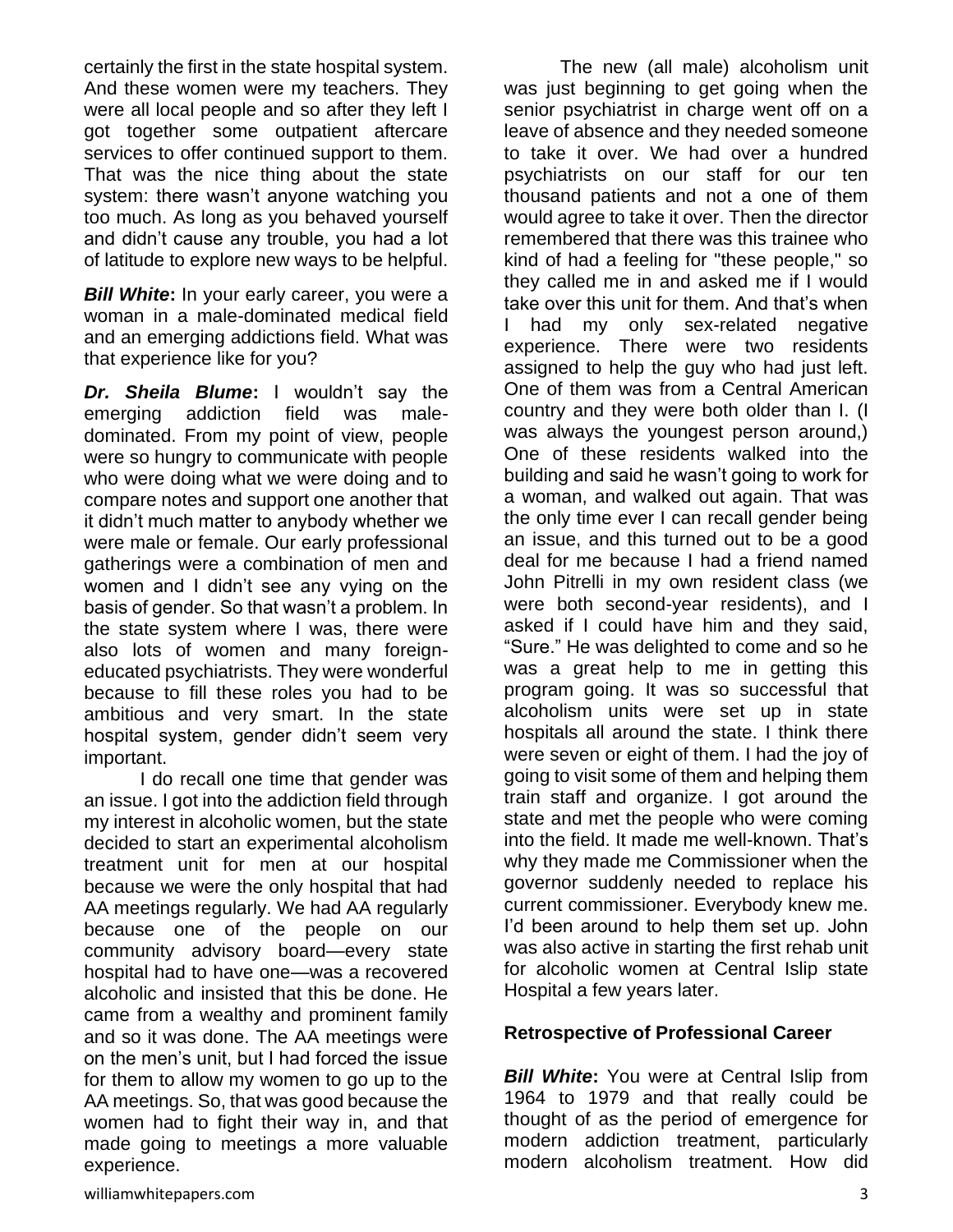certainly the first in the state hospital system. And these women were my teachers. They were all local people and so after they left I got together some outpatient aftercare services to offer continued support to them. That was the nice thing about the state system: there wasn't anyone watching you too much. As long as you behaved yourself and didn't cause any trouble, you had a lot of latitude to explore new ways to be helpful.

***Bill White*:** In your early career, you were a woman in a male-dominated medical field and an emerging addictions field. What was that experience like for you?

***Dr. Sheila Blume*:** I wouldn't say the emerging addiction field was male-dominated. From my point of view, people were so hungry to communicate with people who were doing what we were doing and to compare notes and support one another that it didn't much matter to anybody whether we were male or female. Our early professional gatherings were a combination of men and women and I didn't see any vying on the basis of gender. So that wasn't a problem. In the state system where I was, there were also lots of women and many foreign-educated psychiatrists. They were wonderful because to fill these roles you had to be ambitious and very smart. In the state hospital system, gender didn't seem very important.

I do recall one time that gender was an issue. I got into the addiction field through my interest in alcoholic women, but the state decided to start an experimental alcoholism treatment unit for men at our hospital because we were the only hospital that had AA meetings regularly. We had AA regularly because one of the people on our community advisory board—every state hospital had to have one—was a recovered alcoholic and insisted that this be done. He came from a wealthy and prominent family and so it was done. The AA meetings were on the men's unit, but I had forced the issue for them to allow my women to go up to the AA meetings. So, that was good because the women had to fight their way in, and that made going to meetings a more valuable experience.

The new (all male) alcoholism unit was just beginning to get going when the senior psychiatrist in charge went off on a leave of absence and they needed someone to take it over. We had over a hundred psychiatrists on our staff for our ten thousand patients and not a one of them would agree to take it over. Then the director remembered that there was this trainee who kind of had a feeling for "these people," so they called me in and asked me if I would take over this unit for them. And that's when I had my only sex-related negative experience. There were two residents assigned to help the guy who had just left. One of them was from a Central American country and they were both older than I. (I was always the youngest person around,) One of these residents walked into the building and said he wasn't going to work for a woman, and walked out again. That was the only time ever I can recall gender being an issue, and this turned out to be a good deal for me because I had a friend named John Pitrelli in my own resident class (we were both second-year residents), and I asked if I could have him and they said, "Sure." He was delighted to come and so he was a great help to me in getting this program going. It was so successful that alcoholism units were set up in state hospitals all around the state. I think there were seven or eight of them. I had the joy of going to visit some of them and helping them train staff and organize. I got around the state and met the people who were coming into the field. It made me well-known. That's why they made me Commissioner when the governor suddenly needed to replace his current commissioner. Everybody knew me. I'd been around to help them set up. John was also active in starting the first rehab unit for alcoholic women at Central Islip state Hospital a few years later.

### Retrospective of Professional Career

***Bill White*:** You were at Central Islip from 1964 to 1979 and that really could be thought of as the period of emergence for modern addiction treatment, particularly modern alcoholism treatment. How did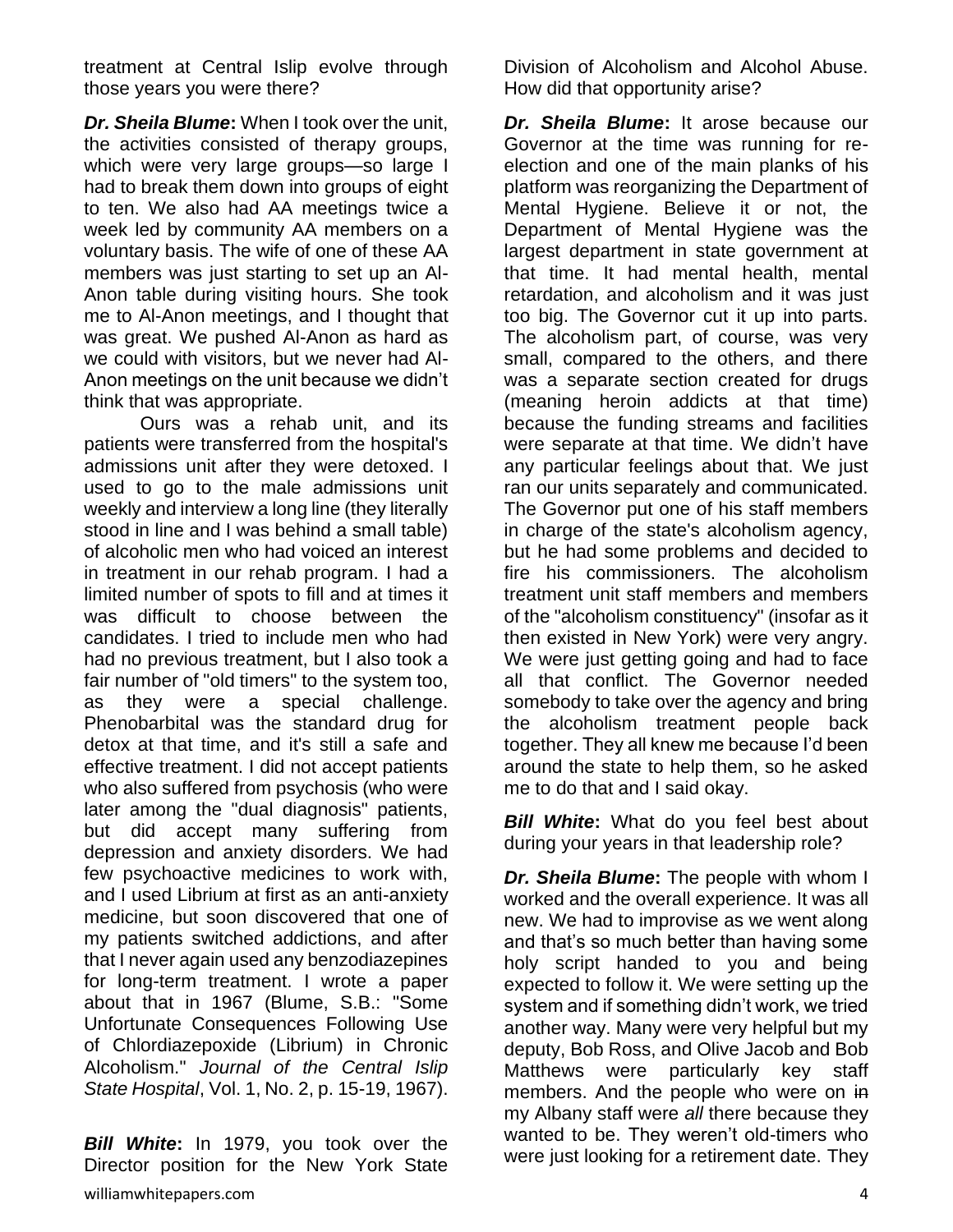treatment at Central Islip evolve through those years you were there?

***Dr. Sheila Blume*:** When I took over the unit, the activities consisted of therapy groups, which were very large groups—so large I had to break them down into groups of eight to ten. We also had AA meetings twice a week led by community AA members on a voluntary basis. The wife of one of these AA members was just starting to set up an Al-Anon table during visiting hours. She took me to Al-Anon meetings, and I thought that was great. We pushed Al-Anon as hard as we could with visitors, but we never had Al-Anon meetings on the unit because we didn't think that was appropriate.

Ours was a rehab unit, and its patients were transferred from the hospital's admissions unit after they were detoxed. I used to go to the male admissions unit weekly and interview a long line (they literally stood in line and I was behind a small table) of alcoholic men who had voiced an interest in treatment in our rehab program. I had a limited number of spots to fill and at times it was difficult to choose between the candidates. I tried to include men who had had no previous treatment, but I also took a fair number of "old timers" to the system too, as they were a special challenge. Phenobarbital was the standard drug for detox at that time, and it's still a safe and effective treatment. I did not accept patients who also suffered from psychosis (who were later among the "dual diagnosis" patients, but did accept many suffering from depression and anxiety disorders. We had few psychoactive medicines to work with, and I used Librium at first as an anti-anxiety medicine, but soon discovered that one of my patients switched addictions, and after that I never again used any benzodiazepines for long-term treatment. I wrote a paper about that in 1967 (Blume, S.B.: "Some Unfortunate Consequences Following Use of Chlordiazepoxide (Librium) in Chronic Alcoholism." *Journal of the Central Islip State Hospital*, Vol. 1, No. 2, p. 15-19, 1967).

***Bill White*:** In 1979, you took over the Director position for the New York State Division of Alcoholism and Alcohol Abuse. How did that opportunity arise?

***Dr. Sheila Blume*:** It arose because our Governor at the time was running for re-election and one of the main planks of his platform was reorganizing the Department of Mental Hygiene. Believe it or not, the Department of Mental Hygiene was the largest department in state government at that time. It had mental health, mental retardation, and alcoholism and it was just too big. The Governor cut it up into parts. The alcoholism part, of course, was very small, compared to the others, and there was a separate section created for drugs (meaning heroin addicts at that time) because the funding streams and facilities were separate at that time. We didn't have any particular feelings about that. We just ran our units separately and communicated. The Governor put one of his staff members in charge of the state's alcoholism agency, but he had some problems and decided to fire his commissioners. The alcoholism treatment unit staff members and members of the "alcoholism constituency" (insofar as it then existed in New York) were very angry. We were just getting going and had to face all that conflict. The Governor needed somebody to take over the agency and bring the alcoholism treatment people back together. They all knew me because I'd been around the state to help them, so he asked me to do that and I said okay.

***Bill White*:** What do you feel best about during your years in that leadership role?

***Dr. Sheila Blume*:** The people with whom I worked and the overall experience. It was all new. We had to improvise as we went along and that's so much better than having some holy script handed to you and being expected to follow it. We were setting up the system and if something didn't work, we tried another way. Many were very helpful but my deputy, Bob Ross, and Olive Jacob and Bob Matthews were particularly key staff members. And the people who were on ~~in~~ my Albany staff were *all* there because they wanted to be. They weren't old-timers who were just looking for a retirement date. They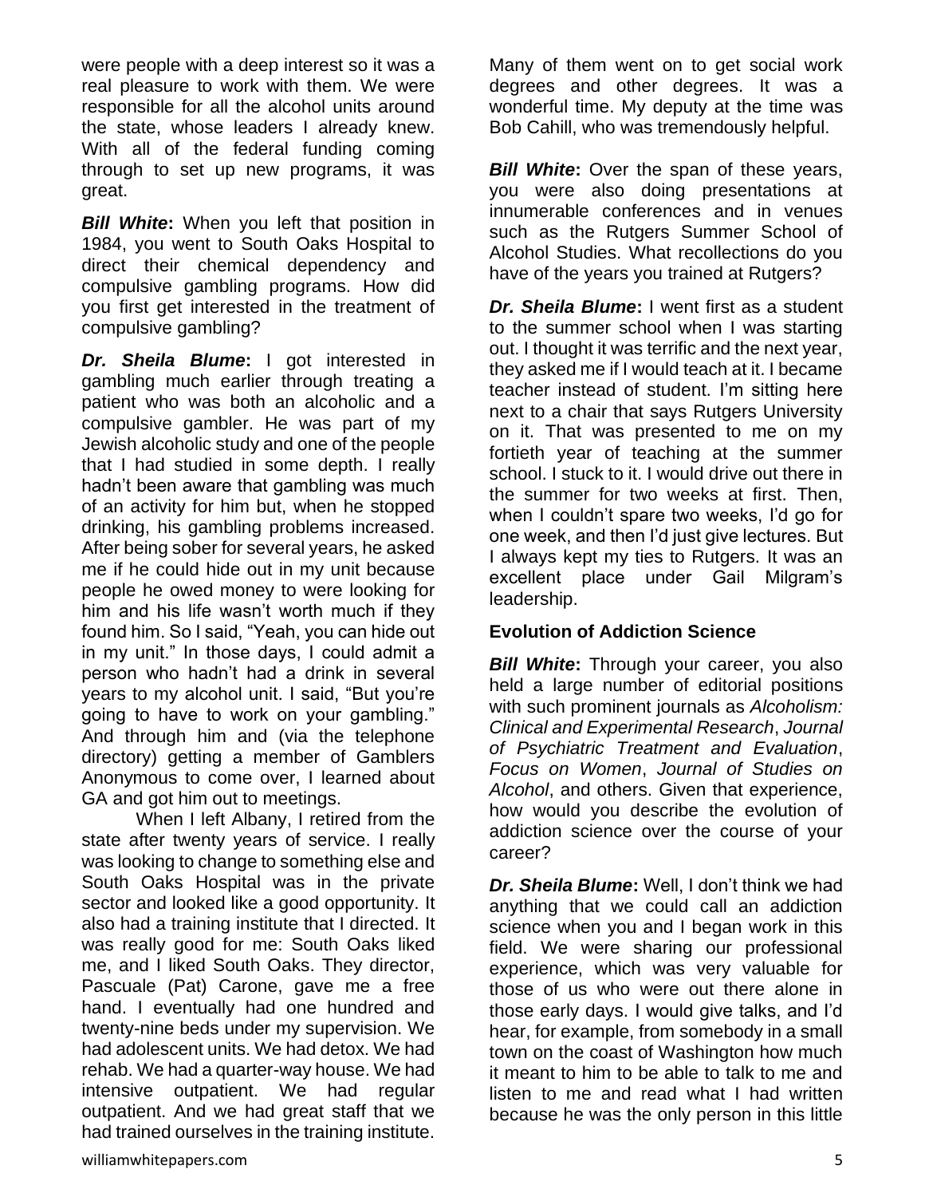were people with a deep interest so it was a real pleasure to work with them. We were responsible for all the alcohol units around the state, whose leaders I already knew. With all of the federal funding coming through to set up new programs, it was great.

***Bill White*:** When you left that position in 1984, you went to South Oaks Hospital to direct their chemical dependency and compulsive gambling programs. How did you first get interested in the treatment of compulsive gambling?

***Dr. Sheila Blume*:** I got interested in gambling much earlier through treating a patient who was both an alcoholic and a compulsive gambler. He was part of my Jewish alcoholic study and one of the people that I had studied in some depth. I really hadn't been aware that gambling was much of an activity for him but, when he stopped drinking, his gambling problems increased. After being sober for several years, he asked me if he could hide out in my unit because people he owed money to were looking for him and his life wasn't worth much if they found him. So I said, "Yeah, you can hide out in my unit." In those days, I could admit a person who hadn't had a drink in several years to my alcohol unit. I said, "But you're going to have to work on your gambling." And through him and (via the telephone directory) getting a member of Gamblers Anonymous to come over, I learned about GA and got him out to meetings.

When I left Albany, I retired from the state after twenty years of service. I really was looking to change to something else and South Oaks Hospital was in the private sector and looked like a good opportunity. It also had a training institute that I directed. It was really good for me: South Oaks liked me, and I liked South Oaks. They director, Pascuale (Pat) Carone, gave me a free hand. I eventually had one hundred and twenty-nine beds under my supervision. We had adolescent units. We had detox. We had rehab. We had a quarter-way house. We had intensive outpatient. We had regular outpatient. And we had great staff that we had trained ourselves in the training institute. Many of them went on to get social work degrees and other degrees. It was a wonderful time. My deputy at the time was Bob Cahill, who was tremendously helpful.

***Bill White*:** Over the span of these years, you were also doing presentations at innumerable conferences and in venues such as the Rutgers Summer School of Alcohol Studies. What recollections do you have of the years you trained at Rutgers?

***Dr. Sheila Blume*:** I went first as a student to the summer school when I was starting out. I thought it was terrific and the next year, they asked me if I would teach at it. I became teacher instead of student. I'm sitting here next to a chair that says Rutgers University on it. That was presented to me on my fortieth year of teaching at the summer school. I stuck to it. I would drive out there in the summer for two weeks at first. Then, when I couldn't spare two weeks, I'd go for one week, and then I'd just give lectures. But I always kept my ties to Rutgers. It was an excellent place under Gail Milgram's leadership.

### Evolution of Addiction Science

***Bill White*:** Through your career, you also held a large number of editorial positions with such prominent journals as *Alcoholism: Clinical and Experimental Research*, *Journal of Psychiatric Treatment and Evaluation*, *Focus on Women*, *Journal of Studies on Alcohol*, and others. Given that experience, how would you describe the evolution of addiction science over the course of your career?

***Dr. Sheila Blume*:** Well, I don't think we had anything that we could call an addiction science when you and I began work in this field. We were sharing our professional experience, which was very valuable for those of us who were out there alone in those early days. I would give talks, and I'd hear, for example, from somebody in a small town on the coast of Washington how much it meant to him to be able to talk to me and listen to me and read what I had written because he was the only person in this little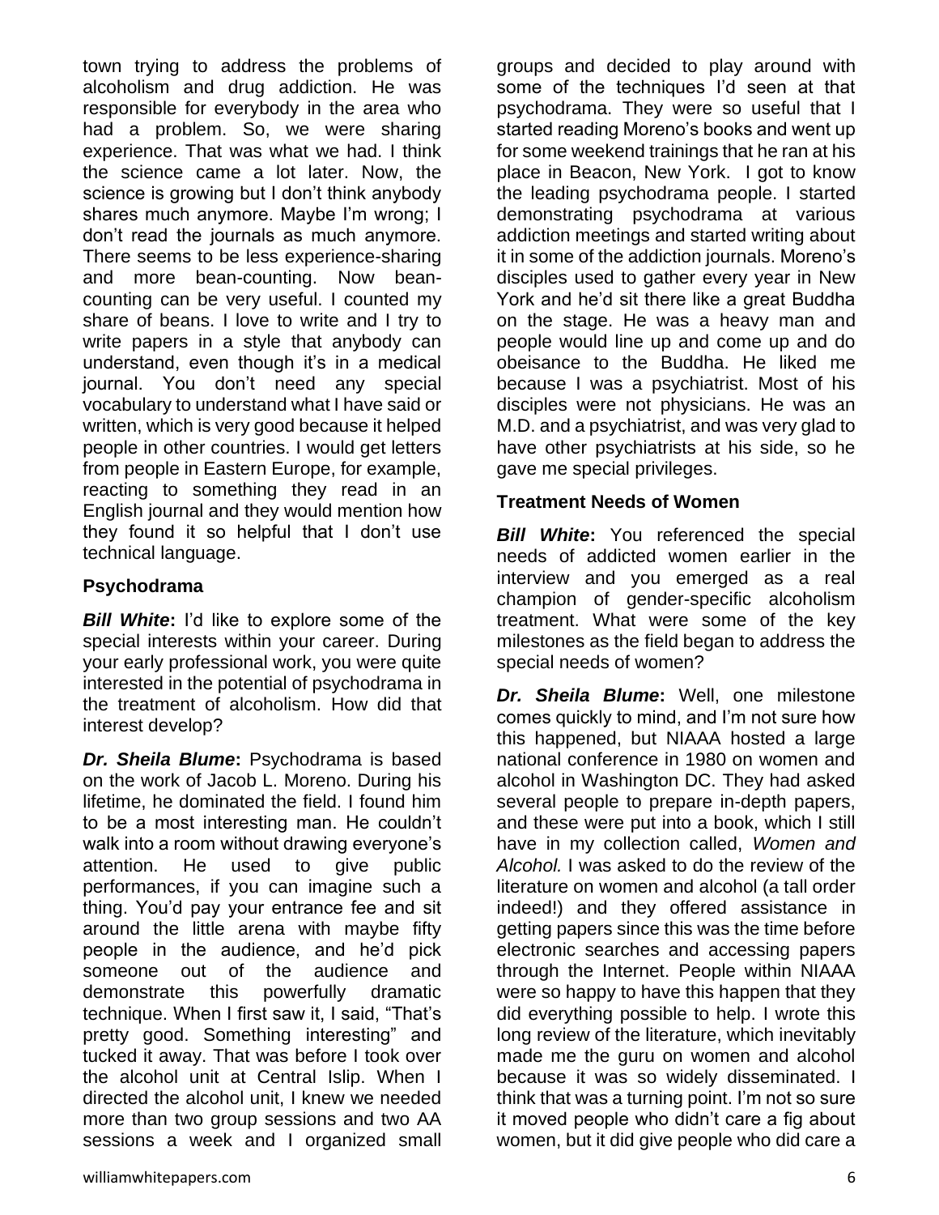town trying to address the problems of alcoholism and drug addiction. He was responsible for everybody in the area who had a problem. So, we were sharing experience. That was what we had. I think the science came a lot later. Now, the science is growing but I don't think anybody shares much anymore. Maybe I'm wrong; I don't read the journals as much anymore. There seems to be less experience-sharing and more bean-counting. Now bean-counting can be very useful. I counted my share of beans. I love to write and I try to write papers in a style that anybody can understand, even though it's in a medical journal. You don't need any special vocabulary to understand what I have said or written, which is very good because it helped people in other countries. I would get letters from people in Eastern Europe, for example, reacting to something they read in an English journal and they would mention how they found it so helpful that I don't use technical language.

## Psychodrama

***Bill White*:** I'd like to explore some of the special interests within your career. During your early professional work, you were quite interested in the potential of psychodrama in the treatment of alcoholism. How did that interest develop?

***Dr. Sheila Blume*:** Psychodrama is based on the work of Jacob L. Moreno. During his lifetime, he dominated the field. I found him to be a most interesting man. He couldn't walk into a room without drawing everyone's attention. He used to give public performances, if you can imagine such a thing. You'd pay your entrance fee and sit around the little arena with maybe fifty people in the audience, and he'd pick someone out of the audience and demonstrate this powerfully dramatic technique. When I first saw it, I said, "That's pretty good. Something interesting" and tucked it away. That was before I took over the alcohol unit at Central Islip. When I directed the alcohol unit, I knew we needed more than two group sessions and two AA sessions a week and I organized small groups and decided to play around with some of the techniques I'd seen at that psychodrama. They were so useful that I started reading Moreno's books and went up for some weekend trainings that he ran at his place in Beacon, New York. I got to know the leading psychodrama people. I started demonstrating psychodrama at various addiction meetings and started writing about it in some of the addiction journals. Moreno's disciples used to gather every year in New York and he'd sit there like a great Buddha on the stage. He was a heavy man and people would line up and come up and do obeisance to the Buddha. He liked me because I was a psychiatrist. Most of his disciples were not physicians. He was an M.D. and a psychiatrist, and was very glad to have other psychiatrists at his side, so he gave me special privileges.

## Treatment Needs of Women

***Bill White*:** You referenced the special needs of addicted women earlier in the interview and you emerged as a real champion of gender-specific alcoholism treatment. What were some of the key milestones as the field began to address the special needs of women?

***Dr. Sheila Blume*:** Well, one milestone comes quickly to mind, and I'm not sure how this happened, but NIAAA hosted a large national conference in 1980 on women and alcohol in Washington DC. They had asked several people to prepare in-depth papers, and these were put into a book, which I still have in my collection called, *Women and Alcohol.* I was asked to do the review of the literature on women and alcohol (a tall order indeed!) and they offered assistance in getting papers since this was the time before electronic searches and accessing papers through the Internet. People within NIAAA were so happy to have this happen that they did everything possible to help. I wrote this long review of the literature, which inevitably made me the guru on women and alcohol because it was so widely disseminated. I think that was a turning point. I'm not so sure it moved people who didn't care a fig about women, but it did give people who did care a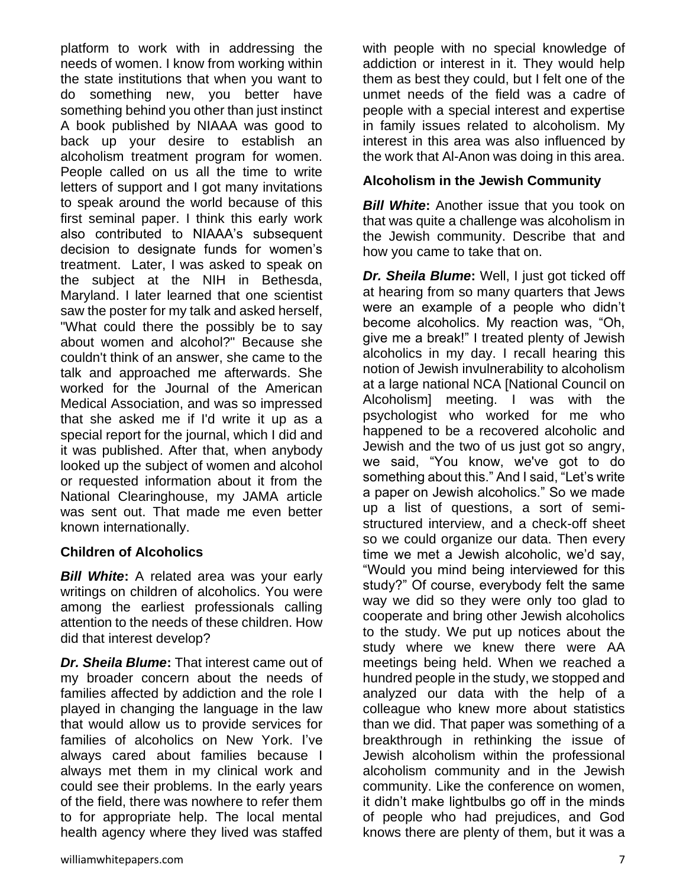platform to work with in addressing the needs of women. I know from working within the state institutions that when you want to do something new, you better have something behind you other than just instinct A book published by NIAAA was good to back up your desire to establish an alcoholism treatment program for women. People called on us all the time to write letters of support and I got many invitations to speak around the world because of this first seminal paper. I think this early work also contributed to NIAAA's subsequent decision to designate funds for women's treatment. Later, I was asked to speak on the subject at the NIH in Bethesda, Maryland. I later learned that one scientist saw the poster for my talk and asked herself, "What could there the possibly be to say about women and alcohol?" Because she couldn't think of an answer, she came to the talk and approached me afterwards. She worked for the Journal of the American Medical Association, and was so impressed that she asked me if I'd write it up as a special report for the journal, which I did and it was published. After that, when anybody looked up the subject of women and alcohol or requested information about it from the National Clearinghouse, my JAMA article was sent out. That made me even better known internationally.

### Children of Alcoholics

***Bill White*:** A related area was your early writings on children of alcoholics. You were among the earliest professionals calling attention to the needs of these children. How did that interest develop?

***Dr. Sheila Blume*:** That interest came out of my broader concern about the needs of families affected by addiction and the role I played in changing the language in the law that would allow us to provide services for families of alcoholics on New York. I've always cared about families because I always met them in my clinical work and could see their problems. In the early years of the field, there was nowhere to refer them to for appropriate help. The local mental health agency where they lived was staffed with people with no special knowledge of addiction or interest in it. They would help them as best they could, but I felt one of the unmet needs of the field was a cadre of people with a special interest and expertise in family issues related to alcoholism. My interest in this area was also influenced by the work that Al-Anon was doing in this area.

### Alcoholism in the Jewish Community

***Bill White*:** Another issue that you took on that was quite a challenge was alcoholism in the Jewish community. Describe that and how you came to take that on.

***Dr. Sheila Blume*:** Well, I just got ticked off at hearing from so many quarters that Jews were an example of a people who didn't become alcoholics. My reaction was, "Oh, give me a break!" I treated plenty of Jewish alcoholics in my day. I recall hearing this notion of Jewish invulnerability to alcoholism at a large national NCA [National Council on Alcoholism] meeting. I was with the psychologist who worked for me who happened to be a recovered alcoholic and Jewish and the two of us just got so angry, we said, "You know, we've got to do something about this." And I said, "Let's write a paper on Jewish alcoholics." So we made up a list of questions, a sort of semi-structured interview, and a check-off sheet so we could organize our data. Then every time we met a Jewish alcoholic, we'd say, "Would you mind being interviewed for this study?" Of course, everybody felt the same way we did so they were only too glad to cooperate and bring other Jewish alcoholics to the study. We put up notices about the study where we knew there were AA meetings being held. When we reached a hundred people in the study, we stopped and analyzed our data with the help of a colleague who knew more about statistics than we did. That paper was something of a breakthrough in rethinking the issue of Jewish alcoholism within the professional alcoholism community and in the Jewish community. Like the conference on women, it didn't make lightbulbs go off in the minds of people who had prejudices, and God knows there are plenty of them, but it was a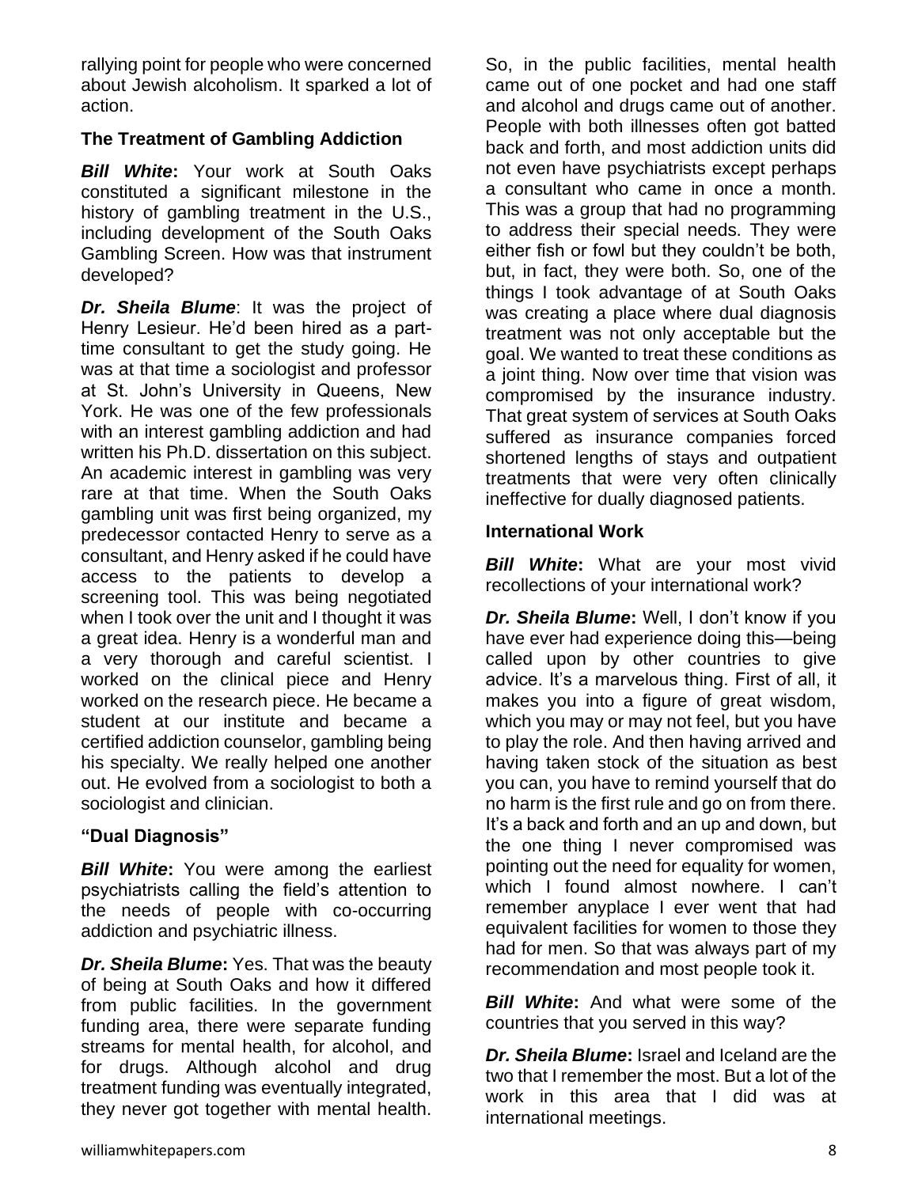rallying point for people who were concerned about Jewish alcoholism. It sparked a lot of action.

### The Treatment of Gambling Addiction

***Bill White*:** Your work at South Oaks constituted a significant milestone in the history of gambling treatment in the U.S., including development of the South Oaks Gambling Screen. How was that instrument developed?

***Dr. Sheila Blume*:** It was the project of Henry Lesieur. He'd been hired as a part-time consultant to get the study going. He was at that time a sociologist and professor at St. John's University in Queens, New York. He was one of the few professionals with an interest gambling addiction and had written his Ph.D. dissertation on this subject. An academic interest in gambling was very rare at that time. When the South Oaks gambling unit was first being organized, my predecessor contacted Henry to serve as a consultant, and Henry asked if he could have access to the patients to develop a screening tool. This was being negotiated when I took over the unit and I thought it was a great idea. Henry is a wonderful man and a very thorough and careful scientist. I worked on the clinical piece and Henry worked on the research piece. He became a student at our institute and became a certified addiction counselor, gambling being his specialty. We really helped one another out. He evolved from a sociologist to both a sociologist and clinician.

### "Dual Diagnosis"

***Bill White*:** You were among the earliest psychiatrists calling the field's attention to the needs of people with co-occurring addiction and psychiatric illness.

***Dr. Sheila Blume*:** Yes. That was the beauty of being at South Oaks and how it differed from public facilities. In the government funding area, there were separate funding streams for mental health, for alcohol, and for drugs. Although alcohol and drug treatment funding was eventually integrated, they never got together with mental health. So, in the public facilities, mental health came out of one pocket and had one staff and alcohol and drugs came out of another. People with both illnesses often got batted back and forth, and most addiction units did not even have psychiatrists except perhaps a consultant who came in once a month. This was a group that had no programming to address their special needs. They were either fish or fowl but they couldn't be both, but, in fact, they were both. So, one of the things I took advantage of at South Oaks was creating a place where dual diagnosis treatment was not only acceptable but the goal. We wanted to treat these conditions as a joint thing. Now over time that vision was compromised by the insurance industry. That great system of services at South Oaks suffered as insurance companies forced shortened lengths of stays and outpatient treatments that were very often clinically ineffective for dually diagnosed patients.

### International Work

***Bill White*:** What are your most vivid recollections of your international work?

***Dr. Sheila Blume*:** Well, I don't know if you have ever had experience doing this—being called upon by other countries to give advice. It's a marvelous thing. First of all, it makes you into a figure of great wisdom, which you may or may not feel, but you have to play the role. And then having arrived and having taken stock of the situation as best you can, you have to remind yourself that do no harm is the first rule and go on from there. It's a back and forth and an up and down, but the one thing I never compromised was pointing out the need for equality for women, which I found almost nowhere. I can't remember anyplace I ever went that had equivalent facilities for women to those they had for men. So that was always part of my recommendation and most people took it.

***Bill White*:** And what were some of the countries that you served in this way?

***Dr. Sheila Blume*:** Israel and Iceland are the two that I remember the most. But a lot of the work in this area that I did was at international meetings.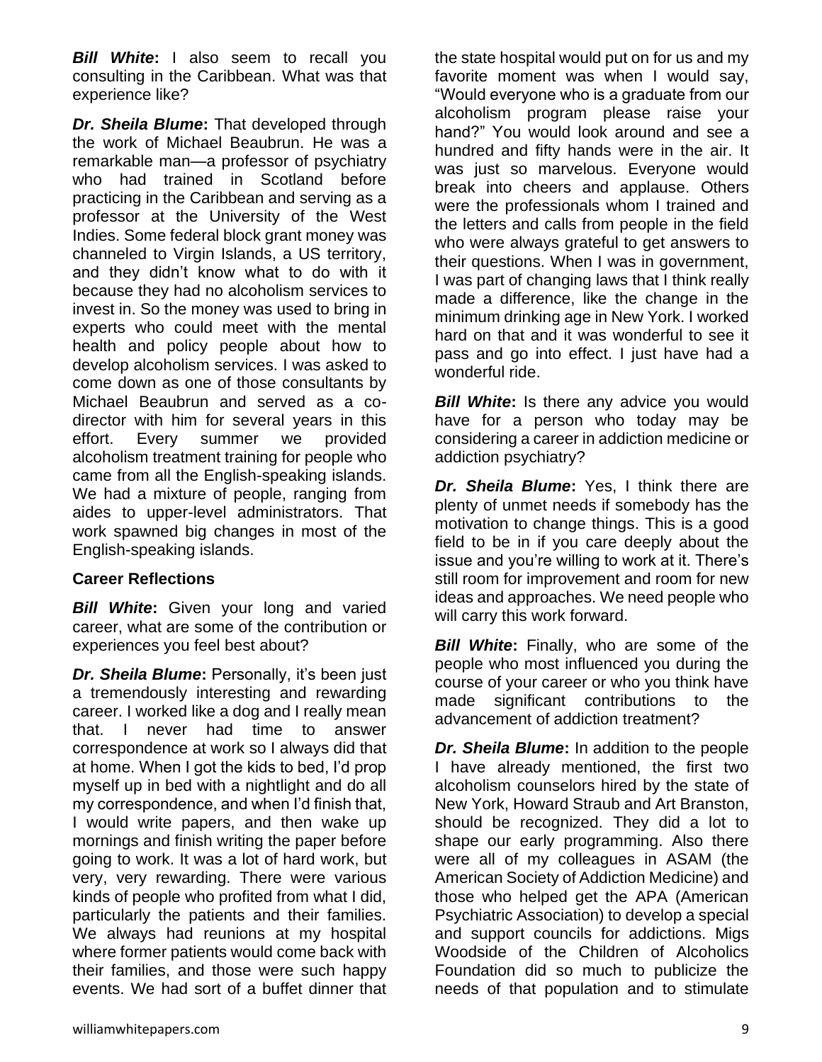***Bill White*:** I also seem to recall you consulting in the Caribbean. What was that experience like?

***Dr. Sheila Blume*:** That developed through the work of Michael Beaubrun. He was a remarkable man—a professor of psychiatry who had trained in Scotland before practicing in the Caribbean and serving as a professor at the University of the West Indies. Some federal block grant money was channeled to Virgin Islands, a US territory, and they didn't know what to do with it because they had no alcoholism services to invest in. So the money was used to bring in experts who could meet with the mental health and policy people about how to develop alcoholism services. I was asked to come down as one of those consultants by Michael Beaubrun and served as a co-director with him for several years in this effort. Every summer we provided alcoholism treatment training for people who came from all the English-speaking islands. We had a mixture of people, ranging from aides to upper-level administrators. That work spawned big changes in most of the English-speaking islands.

**Career Reflections**

***Bill White*:** Given your long and varied career, what are some of the contribution or experiences you feel best about?

***Dr. Sheila Blume*:** Personally, it's been just a tremendously interesting and rewarding career. I worked like a dog and I really mean that. I never had time to answer correspondence at work so I always did that at home. When I got the kids to bed, I'd prop myself up in bed with a nightlight and do all my correspondence, and when I'd finish that, I would write papers, and then wake up mornings and finish writing the paper before going to work. It was a lot of hard work, but very, very rewarding. There were various kinds of people who profited from what I did, particularly the patients and their families. We always had reunions at my hospital where former patients would come back with their families, and those were such happy events. We had sort of a buffet dinner that the state hospital would put on for us and my favorite moment was when I would say, "Would everyone who is a graduate from our alcoholism program please raise your hand?" You would look around and see a hundred and fifty hands were in the air. It was just so marvelous. Everyone would break into cheers and applause. Others were the professionals whom I trained and the letters and calls from people in the field who were always grateful to get answers to their questions. When I was in government, I was part of changing laws that I think really made a difference, like the change in the minimum drinking age in New York. I worked hard on that and it was wonderful to see it pass and go into effect. I just have had a wonderful ride.

***Bill White*:** Is there any advice you would have for a person who today may be considering a career in addiction medicine or addiction psychiatry?

***Dr. Sheila Blume*:** Yes, I think there are plenty of unmet needs if somebody has the motivation to change things. This is a good field to be in if you care deeply about the issue and you're willing to work at it. There's still room for improvement and room for new ideas and approaches. We need people who will carry this work forward.

***Bill White*:** Finally, who are some of the people who most influenced you during the course of your career or who you think have made significant contributions to the advancement of addiction treatment?

***Dr. Sheila Blume*:** In addition to the people I have already mentioned, the first two alcoholism counselors hired by the state of New York, Howard Straub and Art Branston, should be recognized. They did a lot to shape our early programming. Also there were all of my colleagues in ASAM (the American Society of Addiction Medicine) and those who helped get the APA (American Psychiatric Association) to develop a special and support councils for addictions. Migs Woodside of the Children of Alcoholics Foundation did so much to publicize the needs of that population and to stimulate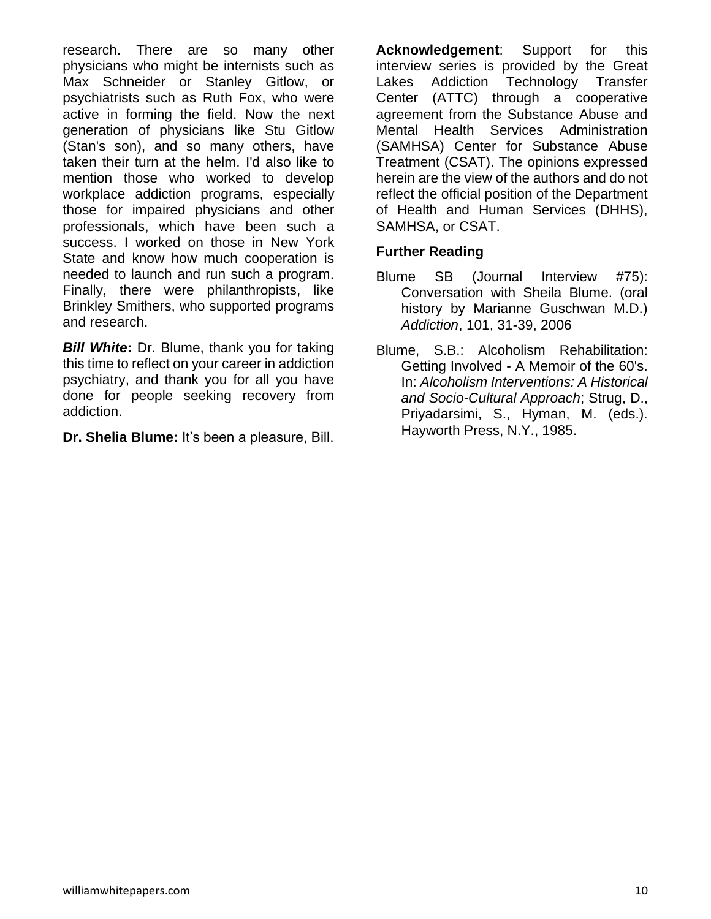research. There are so many other physicians who might be internists such as Max Schneider or Stanley Gitlow, or psychiatrists such as Ruth Fox, who were active in forming the field. Now the next generation of physicians like Stu Gitlow (Stan's son), and so many others, have taken their turn at the helm. I'd also like to mention those who worked to develop workplace addiction programs, especially those for impaired physicians and other professionals, which have been such a success. I worked on those in New York State and know how much cooperation is needed to launch and run such a program. Finally, there were philanthropists, like Brinkley Smithers, who supported programs and research.

***Bill White*:** Dr. Blume, thank you for taking this time to reflect on your career in addiction psychiatry, and thank you for all you have done for people seeking recovery from addiction.

**Dr. Shelia Blume:** It's been a pleasure, Bill.

**Acknowledgement**: Support for this interview series is provided by the Great Lakes Addiction Technology Transfer Center (ATTC) through a cooperative agreement from the Substance Abuse and Mental Health Services Administration (SAMHSA) Center for Substance Abuse Treatment (CSAT). The opinions expressed herein are the view of the authors and do not reflect the official position of the Department of Health and Human Services (DHHS), SAMHSA, or CSAT.

### Further Reading

Blume SB (Journal Interview #75): Conversation with Sheila Blume. (oral history by Marianne Guschwan M.D.) *Addiction*, 101, 31-39, 2006

Blume, S.B.: Alcoholism Rehabilitation: Getting Involved - A Memoir of the 60's. In: *Alcoholism Interventions: A Historical and Socio-Cultural Approach*; Strug, D., Priyadarsimi, S., Hyman, M. (eds.). Hayworth Press, N.Y., 1985.